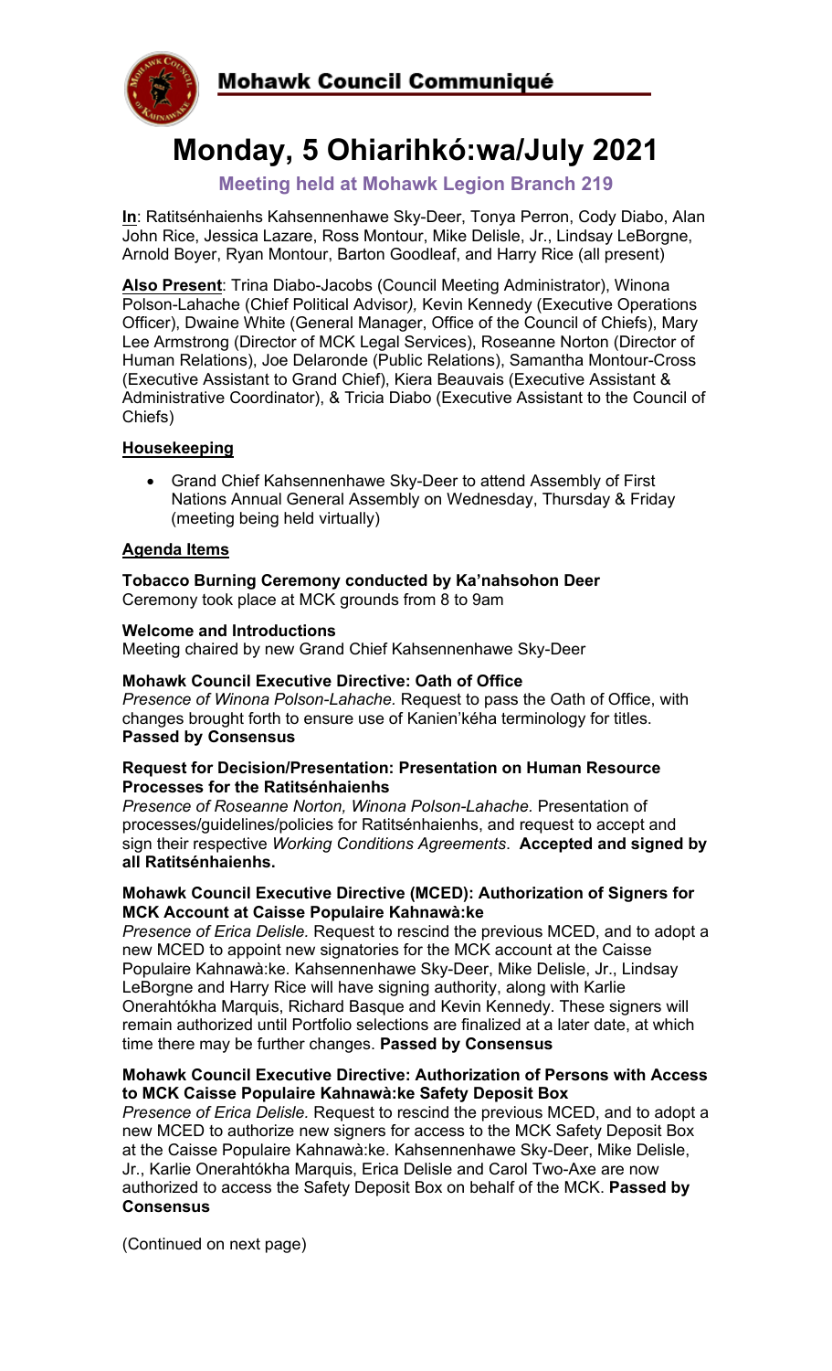# Mohawk Council Communiqué

# Monday, 5 Ohiarihkó:wa/July 2021

**Meeting held at Mohawk Legion Branch 219**

**In**: Ratitsénhaienhs Kahsennenhawe Sky-Deer, Tonya Perron, Cody Diabo, Alan John Rice, Jessica Lazare, Ross Montour, Mike Delisle, Jr., Lindsay LeBorgne, Arnold Boyer, Ryan Montour, Barton Goodleaf, and Harry Rice (all present)

**Also Present**: Trina Diabo-Jacobs (Council Meeting Administrator), Winona Polson-Lahache (Chief Political Advisor*),* Kevin Kennedy (Executive Operations Officer), Dwaine White (General Manager, Office of the Council of Chiefs), Mary Lee Armstrong (Director of MCK Legal Services), Roseanne Norton (Director of Human Relations), Joe Delaronde (Public Relations), Samantha Montour-Cross (Executive Assistant to Grand Chief), Kiera Beauvais (Executive Assistant & Administrative Coordinator), & Tricia Diabo (Executive Assistant to the Council of Chiefs)

## Housekeeping

- Grand Chief Kahsennenhawe Sky-Deer to attend Assembly of First Nations Annual General Assembly on Wednesday, Thursday & Friday (meeting being held virtually)

## Agenda Items

**Tobacco Burning Ceremony conducted by Ka'nahsohon Deer**
Ceremony took place at MCK grounds from 8 to 9am

**Welcome and Introductions**
Meeting chaired by new Grand Chief Kahsennenhawe Sky-Deer

**Mohawk Council Executive Directive: Oath of Office**
*Presence of Winona Polson-Lahache.* Request to pass the Oath of Office, with changes brought forth to ensure use of Kanien'kéha terminology for titles.
**Passed by Consensus**

**Request for Decision/Presentation: Presentation on Human Resource Processes for the Ratitsénhaienhs**
*Presence of Roseanne Norton, Winona Polson-Lahache.* Presentation of processes/guidelines/policies for Ratitsénhaienhs, and request to accept and sign their respective *Working Conditions Agreements*. **Accepted and signed by all Ratitsénhaienhs.**

**Mohawk Council Executive Directive (MCED): Authorization of Signers for MCK Account at Caisse Populaire Kahnawà:ke**
*Presence of Erica Delisle.* Request to rescind the previous MCED, and to adopt a new MCED to appoint new signatories for the MCK account at the Caisse Populaire Kahnawà:ke. Kahsennenhawe Sky-Deer, Mike Delisle, Jr., Lindsay LeBorgne and Harry Rice will have signing authority, along with Karlie Onerahtókha Marquis, Richard Basque and Kevin Kennedy. These signers will remain authorized until Portfolio selections are finalized at a later date, at which time there may be further changes. **Passed by Consensus**

**Mohawk Council Executive Directive: Authorization of Persons with Access to MCK Caisse Populaire Kahnawà:ke Safety Deposit Box**
*Presence of Erica Delisle.* Request to rescind the previous MCED, and to adopt a new MCED to authorize new signers for access to the MCK Safety Deposit Box at the Caisse Populaire Kahnawà:ke. Kahsennenhawe Sky-Deer, Mike Delisle, Jr., Karlie Onerahtókha Marquis, Erica Delisle and Carol Two-Axe are now authorized to access the Safety Deposit Box on behalf of the MCK. **Passed by Consensus**

(Continued on next page)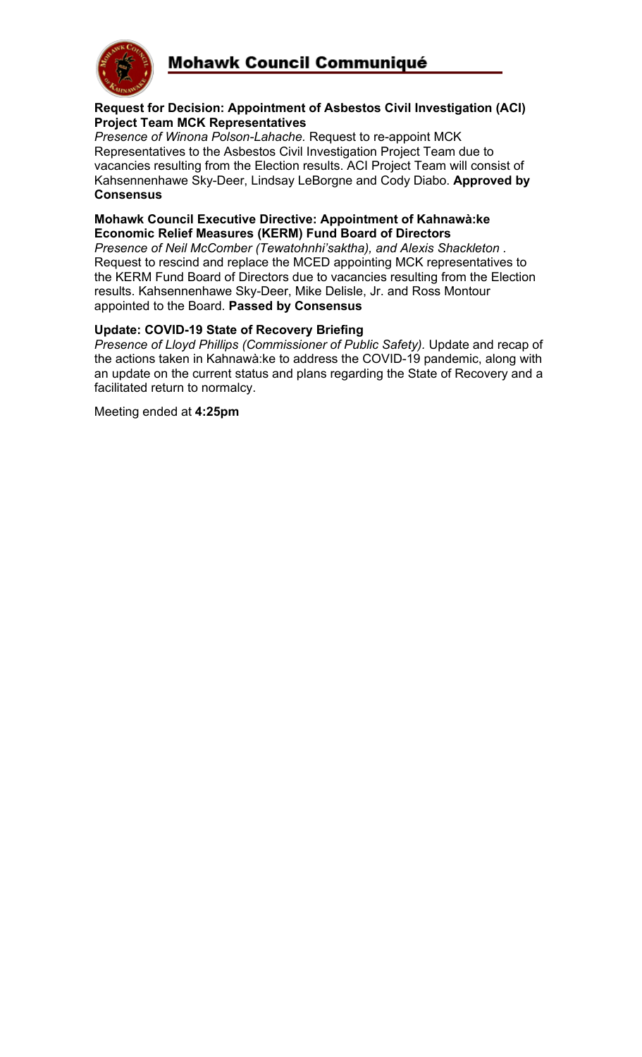**Request for Decision: Appointment of Asbestos Civil Investigation (ACI) Project Team MCK Representatives**

*Presence of Winona Polson-Lahache.* Request to re-appoint MCK Representatives to the Asbestos Civil Investigation Project Team due to vacancies resulting from the Election results. ACI Project Team will consist of Kahsennenhawe Sky-Deer, Lindsay LeBorgne and Cody Diabo. **Approved by Consensus**

**Mohawk Council Executive Directive: Appointment of Kahnawà:ke Economic Relief Measures (KERM) Fund Board of Directors**

*Presence of Neil McComber (Tewatohnhi'saktha), and Alexis Shackleton* . Request to rescind and replace the MCED appointing MCK representatives to the KERM Fund Board of Directors due to vacancies resulting from the Election results. Kahsennenhawe Sky-Deer, Mike Delisle, Jr. and Ross Montour appointed to the Board. **Passed by Consensus**

**Update: COVID-19 State of Recovery Briefing**

*Presence of Lloyd Phillips (Commissioner of Public Safety).* Update and recap of the actions taken in Kahnawà:ke to address the COVID-19 pandemic, along with an update on the current status and plans regarding the State of Recovery and a facilitated return to normalcy.

Meeting ended at **4:25pm**